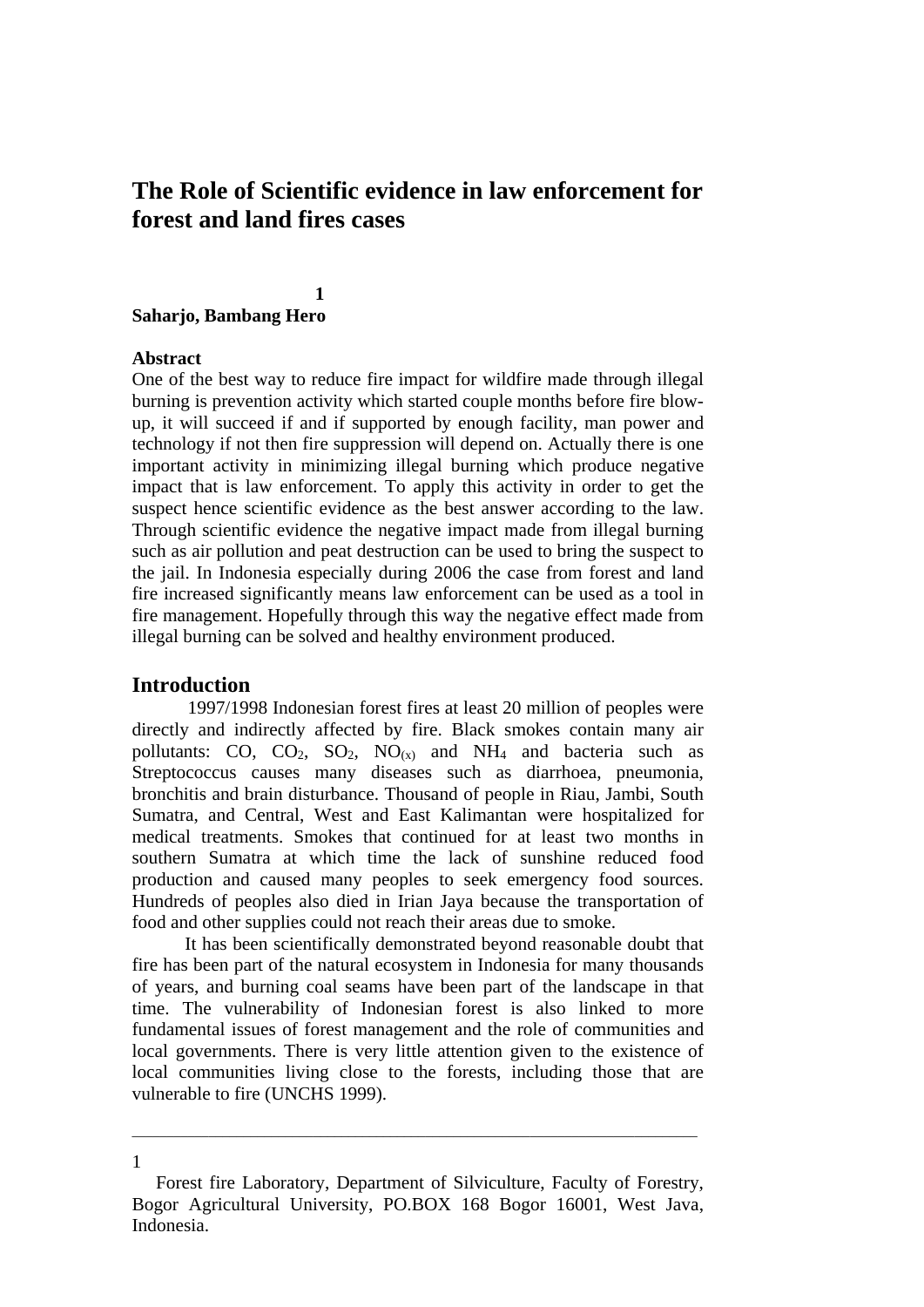# The Role of Scientific evidence in law enforcement for forest and land fires cases

**Saharjo, Bambang Hero**[1]

**Abstract**

One of the best way to reduce fire impact for wildfire made through illegal burning is prevention activity which started couple months before fire blow-up, it will succeed if and if supported by enough facility, man power and technology if not then fire suppression will depend on. Actually there is one important activity in minimizing illegal burning which produce negative impact that is law enforcement. To apply this activity in order to get the suspect hence scientific evidence as the best answer according to the law. Through scientific evidence the negative impact made from illegal burning such as air pollution and peat destruction can be used to bring the suspect to the jail. In Indonesia especially during 2006 the case from forest and land fire increased significantly means law enforcement can be used as a tool in fire management. Hopefully through this way the negative effect made from illegal burning can be solved and healthy environment produced.

## Introduction

1997/1998 Indonesian forest fires at least 20 million of peoples were directly and indirectly affected by fire. Black smokes contain many air pollutants: CO, $CO_2$, $SO_2$, $NO_{(x)}$ and $NH_4$ and bacteria such as Streptococcus causes many diseases such as diarrhoea, pneumonia, bronchitis and brain disturbance. Thousand of people in Riau, Jambi, South Sumatra, and Central, West and East Kalimantan were hospitalized for medical treatments. Smokes that continued for at least two months in southern Sumatra at which time the lack of sunshine reduced food production and caused many peoples to seek emergency food sources. Hundreds of peoples also died in Irian Jaya because the transportation of food and other supplies could not reach their areas due to smoke.

It has been scientifically demonstrated beyond reasonable doubt that fire has been part of the natural ecosystem in Indonesia for many thousands of years, and burning coal seams have been part of the landscape in that time. The vulnerability of Indonesian forest is also linked to more fundamental issues of forest management and the role of communities and local governments. There is very little attention given to the existence of local communities living close to the forests, including those that are vulnerable to fire (UNCHS 1999).

---

[1] Forest fire Laboratory, Department of Silviculture, Faculty of Forestry, Bogor Agricultural University, PO.BOX 168 Bogor 16001, West Java, Indonesia.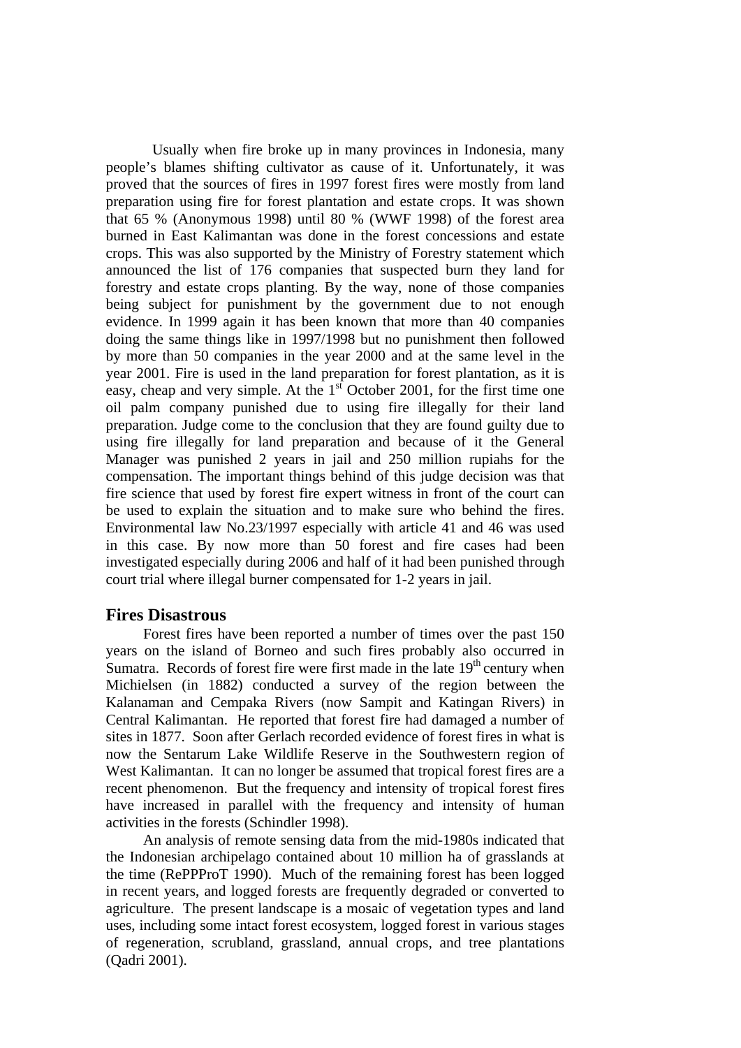Usually when fire broke up in many provinces in Indonesia, many people's blames shifting cultivator as cause of it. Unfortunately, it was proved that the sources of fires in 1997 forest fires were mostly from land preparation using fire for forest plantation and estate crops. It was shown that 65 % (Anonymous 1998) until 80 % (WWF 1998) of the forest area burned in East Kalimantan was done in the forest concessions and estate crops. This was also supported by the Ministry of Forestry statement which announced the list of 176 companies that suspected burn they land for forestry and estate crops planting. By the way, none of those companies being subject for punishment by the government due to not enough evidence. In 1999 again it has been known that more than 40 companies doing the same things like in 1997/1998 but no punishment then followed by more than 50 companies in the year 2000 and at the same level in the year 2001. Fire is used in the land preparation for forest plantation, as it is easy, cheap and very simple. At the 1st October 2001, for the first time one oil palm company punished due to using fire illegally for their land preparation. Judge come to the conclusion that they are found guilty due to using fire illegally for land preparation and because of it the General Manager was punished 2 years in jail and 250 million rupiahs for the compensation. The important things behind of this judge decision was that fire science that used by forest fire expert witness in front of the court can be used to explain the situation and to make sure who behind the fires. Environmental law No.23/1997 especially with article 41 and 46 was used in this case. By now more than 50 forest and fire cases had been investigated especially during 2006 and half of it had been punished through court trial where illegal burner compensated for 1-2 years in jail.

## Fires Disastrous

Forest fires have been reported a number of times over the past 150 years on the island of Borneo and such fires probably also occurred in Sumatra. Records of forest fire were first made in the late 19th century when Michielsen (in 1882) conducted a survey of the region between the Kalanaman and Cempaka Rivers (now Sampit and Katingan Rivers) in Central Kalimantan. He reported that forest fire had damaged a number of sites in 1877. Soon after Gerlach recorded evidence of forest fires in what is now the Sentarum Lake Wildlife Reserve in the Southwestern region of West Kalimantan. It can no longer be assumed that tropical forest fires are a recent phenomenon. But the frequency and intensity of tropical forest fires have increased in parallel with the frequency and intensity of human activities in the forests (Schindler 1998).

An analysis of remote sensing data from the mid-1980s indicated that the Indonesian archipelago contained about 10 million ha of grasslands at the time (RePPProT 1990). Much of the remaining forest has been logged in recent years, and logged forests are frequently degraded or converted to agriculture. The present landscape is a mosaic of vegetation types and land uses, including some intact forest ecosystem, logged forest in various stages of regeneration, scrubland, grassland, annual crops, and tree plantations (Qadri 2001).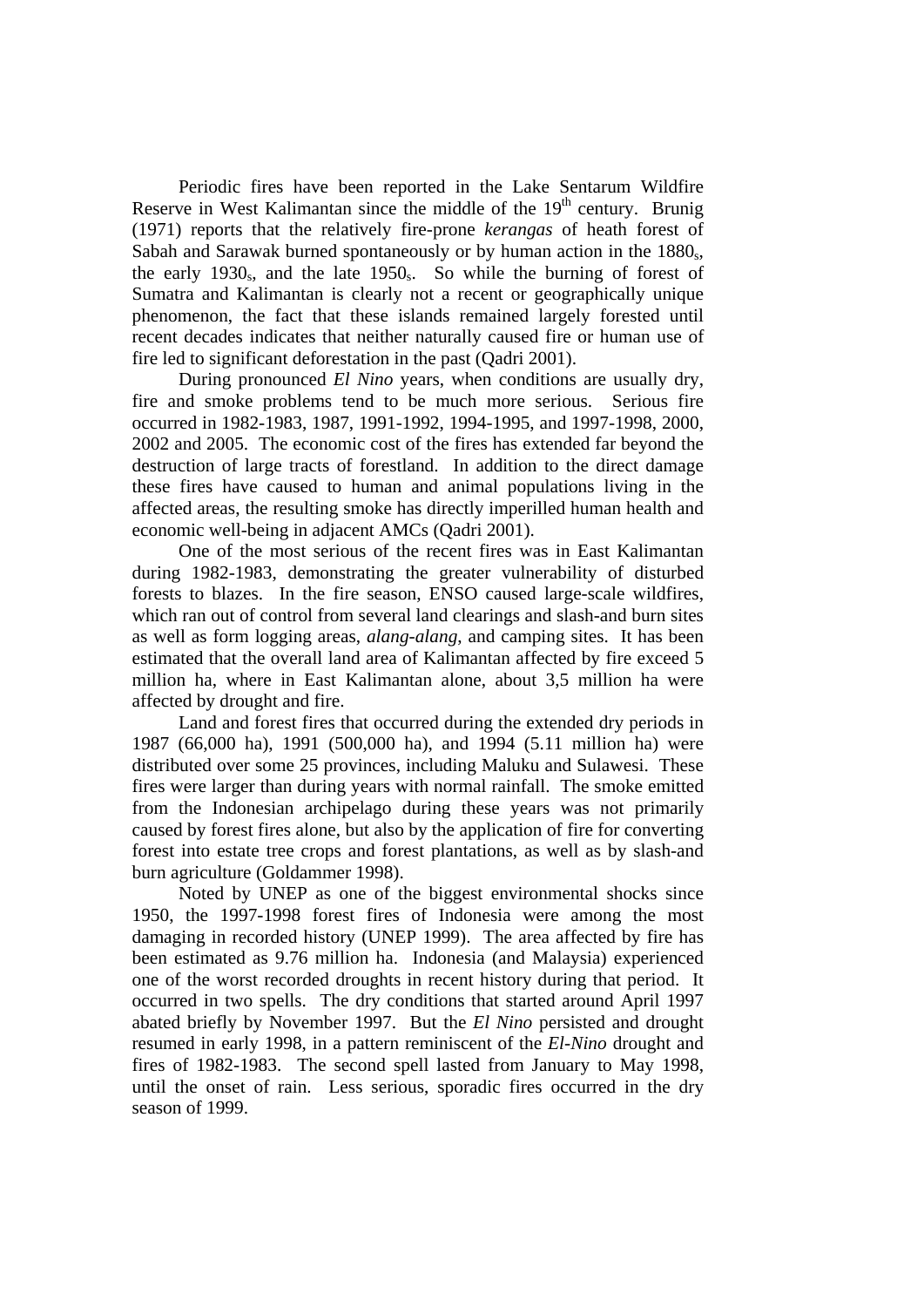Periodic fires have been reported in the Lake Sentarum Wildfire Reserve in West Kalimantan since the middle of the 19th century. Brunig (1971) reports that the relatively fire-prone *kerangas* of heath forest of Sabah and Sarawak burned spontaneously or by human action in the 1880s, the early 1930s, and the late 1950s. So while the burning of forest of Sumatra and Kalimantan is clearly not a recent or geographically unique phenomenon, the fact that these islands remained largely forested until recent decades indicates that neither naturally caused fire or human use of fire led to significant deforestation in the past (Qadri 2001).

During pronounced *El Nino* years, when conditions are usually dry, fire and smoke problems tend to be much more serious. Serious fire occurred in 1982-1983, 1987, 1991-1992, 1994-1995, and 1997-1998, 2000, 2002 and 2005. The economic cost of the fires has extended far beyond the destruction of large tracts of forestland. In addition to the direct damage these fires have caused to human and animal populations living in the affected areas, the resulting smoke has directly imperilled human health and economic well-being in adjacent AMCs (Qadri 2001).

One of the most serious of the recent fires was in East Kalimantan during 1982-1983, demonstrating the greater vulnerability of disturbed forests to blazes. In the fire season, ENSO caused large-scale wildfires, which ran out of control from several land clearings and slash-and burn sites as well as form logging areas, *alang-alang*, and camping sites. It has been estimated that the overall land area of Kalimantan affected by fire exceed 5 million ha, where in East Kalimantan alone, about 3,5 million ha were affected by drought and fire.

Land and forest fires that occurred during the extended dry periods in 1987 (66,000 ha), 1991 (500,000 ha), and 1994 (5.11 million ha) were distributed over some 25 provinces, including Maluku and Sulawesi. These fires were larger than during years with normal rainfall. The smoke emitted from the Indonesian archipelago during these years was not primarily caused by forest fires alone, but also by the application of fire for converting forest into estate tree crops and forest plantations, as well as by slash-and burn agriculture (Goldammer 1998).

Noted by UNEP as one of the biggest environmental shocks since 1950, the 1997-1998 forest fires of Indonesia were among the most damaging in recorded history (UNEP 1999). The area affected by fire has been estimated as 9.76 million ha. Indonesia (and Malaysia) experienced one of the worst recorded droughts in recent history during that period. It occurred in two spells. The dry conditions that started around April 1997 abated briefly by November 1997. But the *El Nino* persisted and drought resumed in early 1998, in a pattern reminiscent of the *El-Nino* drought and fires of 1982-1983. The second spell lasted from January to May 1998, until the onset of rain. Less serious, sporadic fires occurred in the dry season of 1999.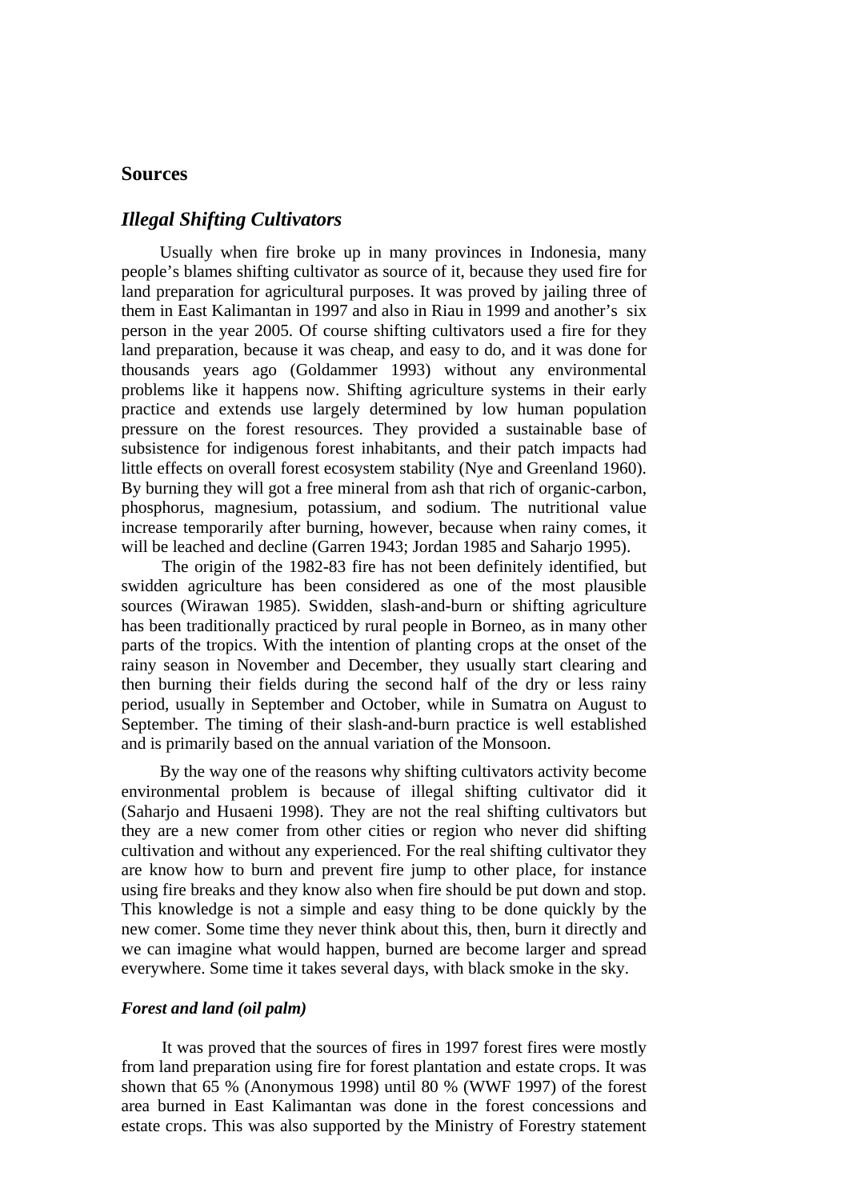## Sources

### *Illegal Shifting Cultivators*

Usually when fire broke up in many provinces in Indonesia, many people's blames shifting cultivator as source of it, because they used fire for land preparation for agricultural purposes. It was proved by jailing three of them in East Kalimantan in 1997 and also in Riau in 1999 and another's six person in the year 2005. Of course shifting cultivators used a fire for they land preparation, because it was cheap, and easy to do, and it was done for thousands years ago (Goldammer 1993) without any environmental problems like it happens now. Shifting agriculture systems in their early practice and extends use largely determined by low human population pressure on the forest resources. They provided a sustainable base of subsistence for indigenous forest inhabitants, and their patch impacts had little effects on overall forest ecosystem stability (Nye and Greenland 1960). By burning they will got a free mineral from ash that rich of organic-carbon, phosphorus, magnesium, potassium, and sodium. The nutritional value increase temporarily after burning, however, because when rainy comes, it will be leached and decline (Garren 1943; Jordan 1985 and Saharjo 1995).

The origin of the 1982-83 fire has not been definitely identified, but swidden agriculture has been considered as one of the most plausible sources (Wirawan 1985). Swidden, slash-and-burn or shifting agriculture has been traditionally practiced by rural people in Borneo, as in many other parts of the tropics. With the intention of planting crops at the onset of the rainy season in November and December, they usually start clearing and then burning their fields during the second half of the dry or less rainy period, usually in September and October, while in Sumatra on August to September. The timing of their slash-and-burn practice is well established and is primarily based on the annual variation of the Monsoon.

By the way one of the reasons why shifting cultivators activity become environmental problem is because of illegal shifting cultivator did it (Saharjo and Husaeni 1998). They are not the real shifting cultivators but they are a new comer from other cities or region who never did shifting cultivation and without any experienced. For the real shifting cultivator they are know how to burn and prevent fire jump to other place, for instance using fire breaks and they know also when fire should be put down and stop. This knowledge is not a simple and easy thing to be done quickly by the new comer. Some time they never think about this, then, burn it directly and we can imagine what would happen, burned are become larger and spread everywhere. Some time it takes several days, with black smoke in the sky.

#### *Forest and land (oil palm)*

It was proved that the sources of fires in 1997 forest fires were mostly from land preparation using fire for forest plantation and estate crops. It was shown that 65 % (Anonymous 1998) until 80 % (WWF 1997) of the forest area burned in East Kalimantan was done in the forest concessions and estate crops. This was also supported by the Ministry of Forestry statement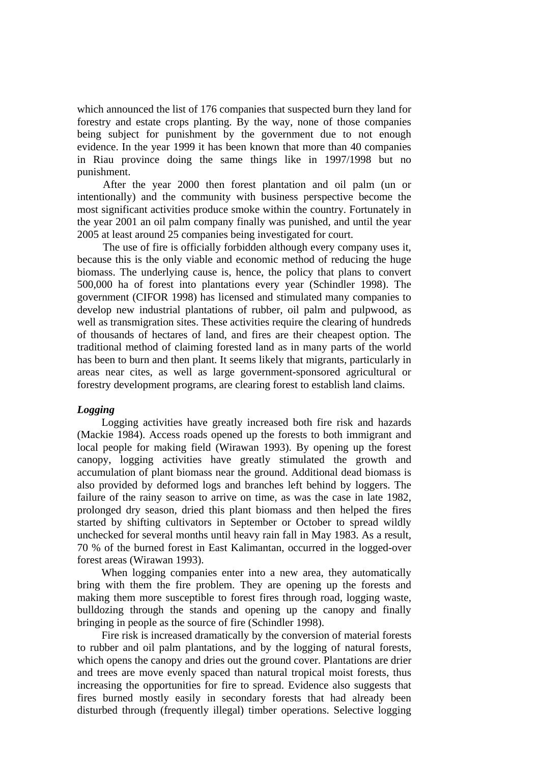which announced the list of 176 companies that suspected burn they land for forestry and estate crops planting. By the way, none of those companies being subject for punishment by the government due to not enough evidence. In the year 1999 it has been known that more than 40 companies in Riau province doing the same things like in 1997/1998 but no punishment.

After the year 2000 then forest plantation and oil palm (un or intentionally) and the community with business perspective become the most significant activities produce smoke within the country. Fortunately in the year 2001 an oil palm company finally was punished, and until the year 2005 at least around 25 companies being investigated for court.

The use of fire is officially forbidden although every company uses it, because this is the only viable and economic method of reducing the huge biomass. The underlying cause is, hence, the policy that plans to convert 500,000 ha of forest into plantations every year (Schindler 1998). The government (CIFOR 1998) has licensed and stimulated many companies to develop new industrial plantations of rubber, oil palm and pulpwood, as well as transmigration sites. These activities require the clearing of hundreds of thousands of hectares of land, and fires are their cheapest option. The traditional method of claiming forested land as in many parts of the world has been to burn and then plant. It seems likely that migrants, particularly in areas near cites, as well as large government-sponsored agricultural or forestry development programs, are clearing forest to establish land claims.

### *Logging*

Logging activities have greatly increased both fire risk and hazards (Mackie 1984). Access roads opened up the forests to both immigrant and local people for making field (Wirawan 1993). By opening up the forest canopy, logging activities have greatly stimulated the growth and accumulation of plant biomass near the ground. Additional dead biomass is also provided by deformed logs and branches left behind by loggers. The failure of the rainy season to arrive on time, as was the case in late 1982, prolonged dry season, dried this plant biomass and then helped the fires started by shifting cultivators in September or October to spread wildly unchecked for several months until heavy rain fall in May 1983. As a result, 70 % of the burned forest in East Kalimantan, occurred in the logged-over forest areas (Wirawan 1993).

When logging companies enter into a new area, they automatically bring with them the fire problem. They are opening up the forests and making them more susceptible to forest fires through road, logging waste, bulldozing through the stands and opening up the canopy and finally bringing in people as the source of fire (Schindler 1998).

Fire risk is increased dramatically by the conversion of material forests to rubber and oil palm plantations, and by the logging of natural forests, which opens the canopy and dries out the ground cover. Plantations are drier and trees are move evenly spaced than natural tropical moist forests, thus increasing the opportunities for fire to spread. Evidence also suggests that fires burned mostly easily in secondary forests that had already been disturbed through (frequently illegal) timber operations. Selective logging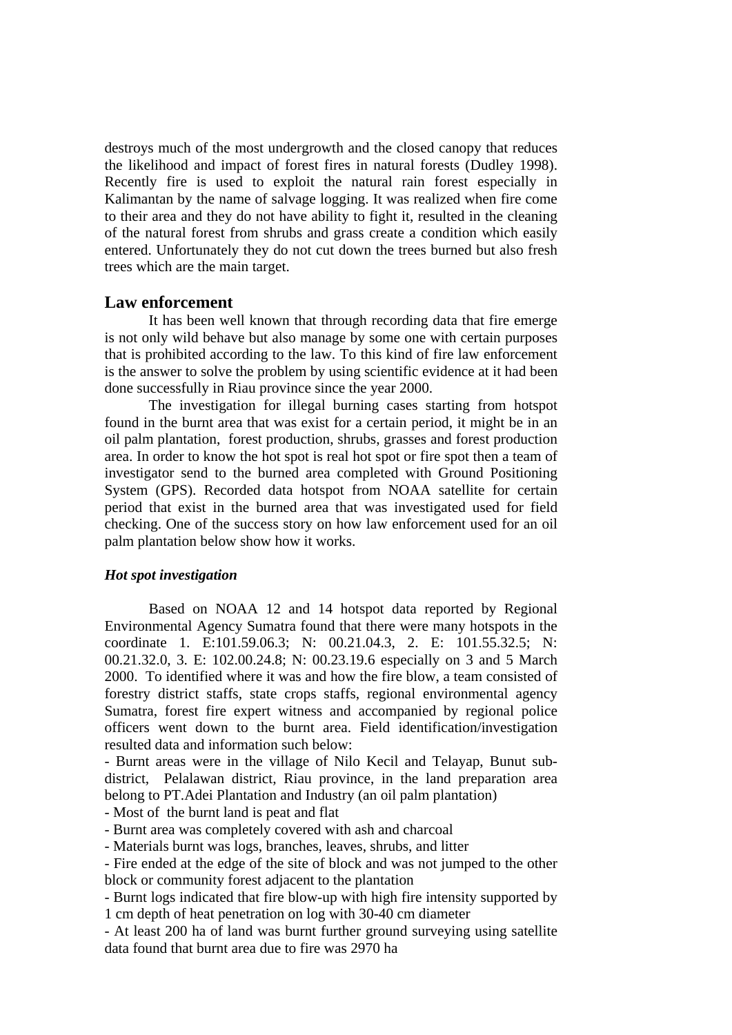destroys much of the most undergrowth and the closed canopy that reduces the likelihood and impact of forest fires in natural forests (Dudley 1998). Recently fire is used to exploit the natural rain forest especially in Kalimantan by the name of salvage logging. It was realized when fire come to their area and they do not have ability to fight it, resulted in the cleaning of the natural forest from shrubs and grass create a condition which easily entered. Unfortunately they do not cut down the trees burned but also fresh trees which are the main target.

## Law enforcement

It has been well known that through recording data that fire emerge is not only wild behave but also manage by some one with certain purposes that is prohibited according to the law. To this kind of fire law enforcement is the answer to solve the problem by using scientific evidence at it had been done successfully in Riau province since the year 2000.

The investigation for illegal burning cases starting from hotspot found in the burnt area that was exist for a certain period, it might be in an oil palm plantation, forest production, shrubs, grasses and forest production area. In order to know the hot spot is real hot spot or fire spot then a team of investigator send to the burned area completed with Ground Positioning System (GPS). Recorded data hotspot from NOAA satellite for certain period that exist in the burned area that was investigated used for field checking. One of the success story on how law enforcement used for an oil palm plantation below show how it works.

### *Hot spot investigation*

Based on NOAA 12 and 14 hotspot data reported by Regional Environmental Agency Sumatra found that there were many hotspots in the coordinate 1. E:101.59.06.3; N: 00.21.04.3, 2. E: 101.55.32.5; N: 00.21.32.0, 3. E: 102.00.24.8; N: 00.23.19.6 especially on 3 and 5 March 2000. To identified where it was and how the fire blow, a team consisted of forestry district staffs, state crops staffs, regional environmental agency Sumatra, forest fire expert witness and accompanied by regional police officers went down to the burnt area. Field identification/investigation resulted data and information such below:

- Burnt areas were in the village of Nilo Kecil and Telayap, Bunut sub-district, Pelalawan district, Riau province, in the land preparation area belong to PT.Adei Plantation and Industry (an oil palm plantation)
- Most of the burnt land is peat and flat
- Burnt area was completely covered with ash and charcoal
- Materials burnt was logs, branches, leaves, shrubs, and litter
- Fire ended at the edge of the site of block and was not jumped to the other block or community forest adjacent to the plantation
- Burnt logs indicated that fire blow-up with high fire intensity supported by 1 cm depth of heat penetration on log with 30-40 cm diameter
- At least 200 ha of land was burnt further ground surveying using satellite data found that burnt area due to fire was 2970 ha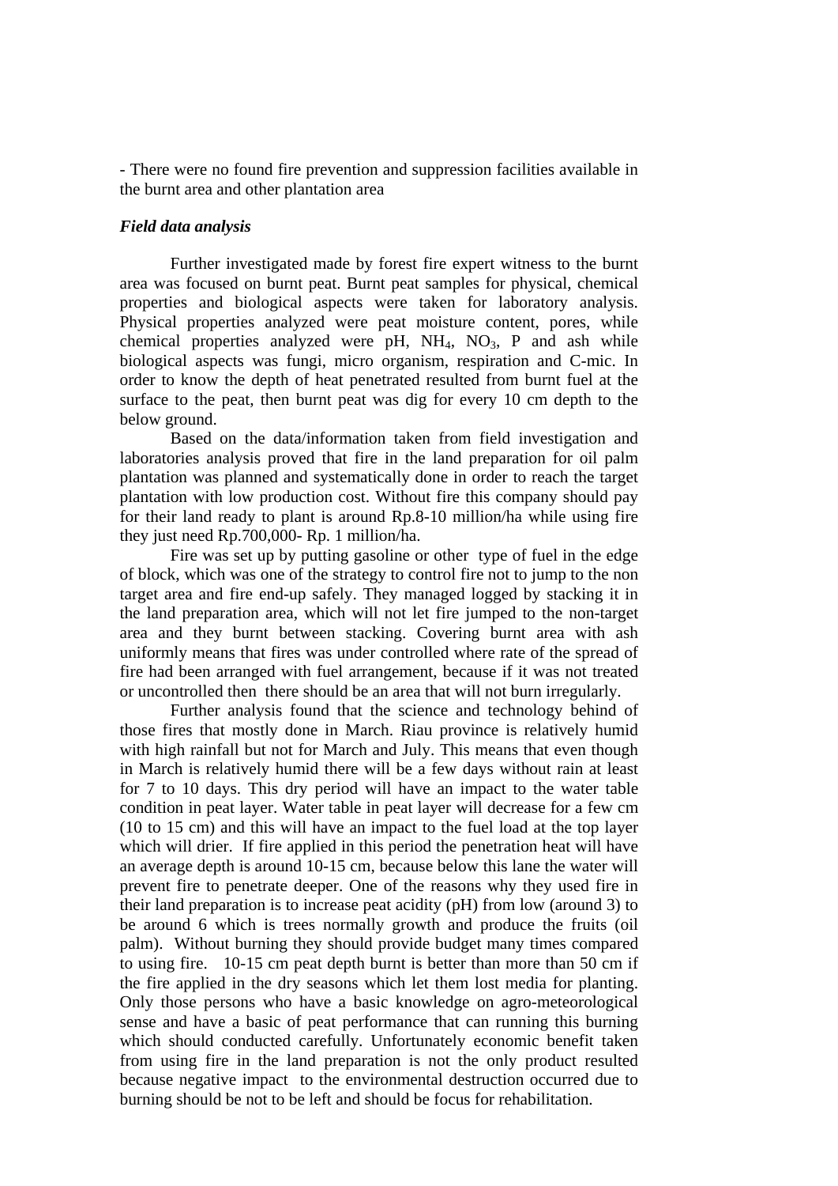- There were no found fire prevention and suppression facilities available in the burnt area and other plantation area

***Field data analysis***

Further investigated made by forest fire expert witness to the burnt area was focused on burnt peat. Burnt peat samples for physical, chemical properties and biological aspects were taken for laboratory analysis. Physical properties analyzed were peat moisture content, pores, while chemical properties analyzed were pH, $NH_4$, $NO_3$, P and ash while biological aspects was fungi, micro organism, respiration and C-mic. In order to know the depth of heat penetrated resulted from burnt fuel at the surface to the peat, then burnt peat was dig for every 10 cm depth to the below ground.

Based on the data/information taken from field investigation and laboratories analysis proved that fire in the land preparation for oil palm plantation was planned and systematically done in order to reach the target plantation with low production cost. Without fire this company should pay for their land ready to plant is around Rp.8-10 million/ha while using fire they just need Rp.700,000- Rp. 1 million/ha.

Fire was set up by putting gasoline or other type of fuel in the edge of block, which was one of the strategy to control fire not to jump to the non target area and fire end-up safely. They managed logged by stacking it in the land preparation area, which will not let fire jumped to the non-target area and they burnt between stacking. Covering burnt area with ash uniformly means that fires was under controlled where rate of the spread of fire had been arranged with fuel arrangement, because if it was not treated or uncontrolled then there should be an area that will not burn irregularly.

Further analysis found that the science and technology behind of those fires that mostly done in March. Riau province is relatively humid with high rainfall but not for March and July. This means that even though in March is relatively humid there will be a few days without rain at least for 7 to 10 days. This dry period will have an impact to the water table condition in peat layer. Water table in peat layer will decrease for a few cm (10 to 15 cm) and this will have an impact to the fuel load at the top layer which will drier. If fire applied in this period the penetration heat will have an average depth is around 10-15 cm, because below this lane the water will prevent fire to penetrate deeper. One of the reasons why they used fire in their land preparation is to increase peat acidity (pH) from low (around 3) to be around 6 which is trees normally growth and produce the fruits (oil palm). Without burning they should provide budget many times compared to using fire. 10-15 cm peat depth burnt is better than more than 50 cm if the fire applied in the dry seasons which let them lost media for planting. Only those persons who have a basic knowledge on agro-meteorological sense and have a basic of peat performance that can running this burning which should conducted carefully. Unfortunately economic benefit taken from using fire in the land preparation is not the only product resulted because negative impact to the environmental destruction occurred due to burning should be not to be left and should be focus for rehabilitation.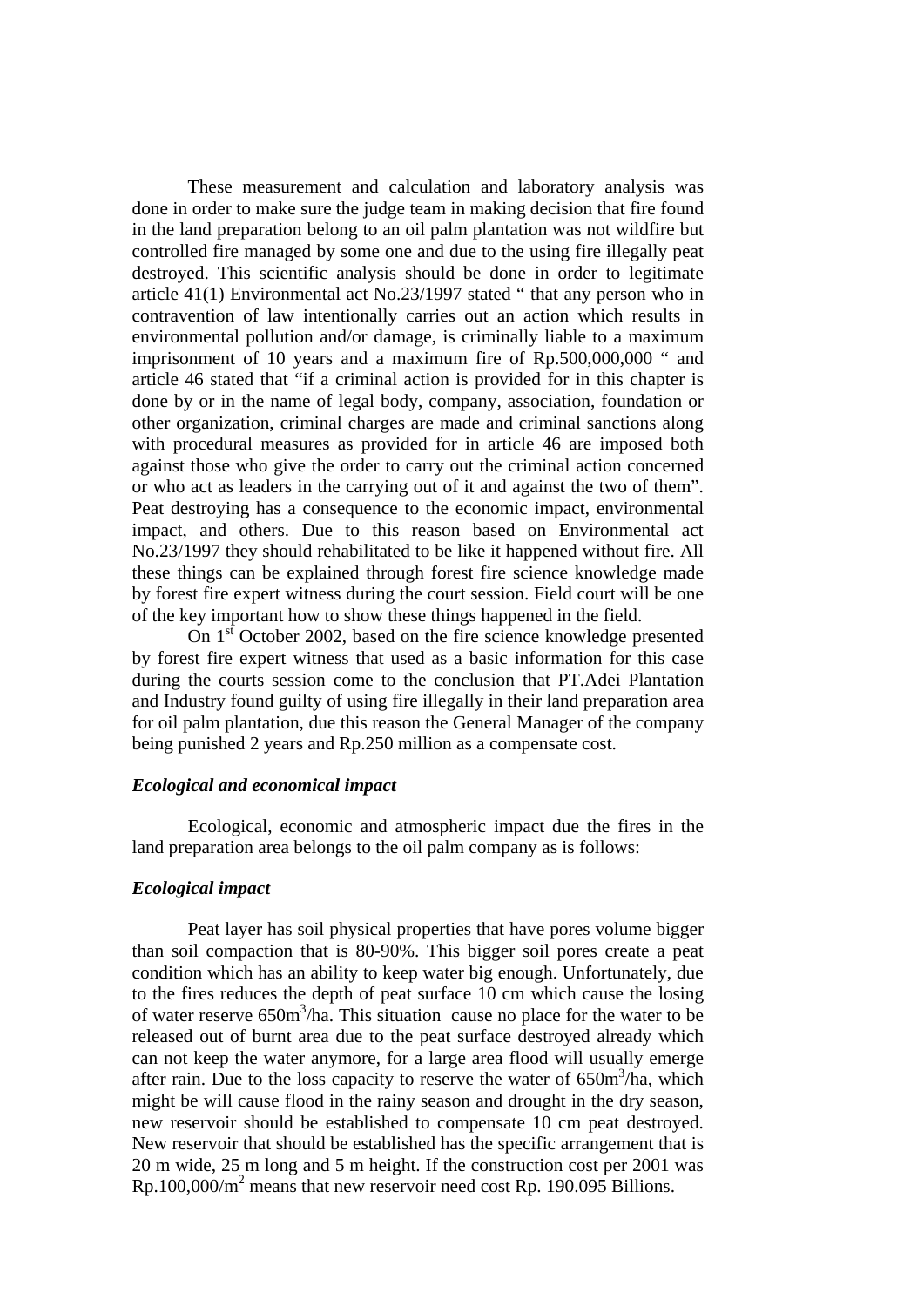These measurement and calculation and laboratory analysis was done in order to make sure the judge team in making decision that fire found in the land preparation belong to an oil palm plantation was not wildfire but controlled fire managed by some one and due to the using fire illegally peat destroyed. This scientific analysis should be done in order to legitimate article 41(1) Environmental act No.23/1997 stated " that any person who in contravention of law intentionally carries out an action which results in environmental pollution and/or damage, is criminally liable to a maximum imprisonment of 10 years and a maximum fire of Rp.500,000,000 " and article 46 stated that "if a criminal action is provided for in this chapter is done by or in the name of legal body, company, association, foundation or other organization, criminal charges are made and criminal sanctions along with procedural measures as provided for in article 46 are imposed both against those who give the order to carry out the criminal action concerned or who act as leaders in the carrying out of it and against the two of them". Peat destroying has a consequence to the economic impact, environmental impact, and others. Due to this reason based on Environmental act No.23/1997 they should rehabilitated to be like it happened without fire. All these things can be explained through forest fire science knowledge made by forest fire expert witness during the court session. Field court will be one of the key important how to show these things happened in the field.

On 1st October 2002, based on the fire science knowledge presented by forest fire expert witness that used as a basic information for this case during the courts session come to the conclusion that PT.Adei Plantation and Industry found guilty of using fire illegally in their land preparation area for oil palm plantation, due this reason the General Manager of the company being punished 2 years and Rp.250 million as a compensate cost.

***Ecological and economical impact***

Ecological, economic and atmospheric impact due the fires in the land preparation area belongs to the oil palm company as is follows:

***Ecological impact***

Peat layer has soil physical properties that have pores volume bigger than soil compaction that is 80-90%. This bigger soil pores create a peat condition which has an ability to keep water big enough. Unfortunately, due to the fires reduces the depth of peat surface 10 cm which cause the losing of water reserve $650m^3$/ha. This situation cause no place for the water to be released out of burnt area due to the peat surface destroyed already which can not keep the water anymore, for a large area flood will usually emerge after rain. Due to the loss capacity to reserve the water of $650m^3$/ha, which might be will cause flood in the rainy season and drought in the dry season, new reservoir should be established to compensate 10 cm peat destroyed. New reservoir that should be established has the specific arrangement that is 20 m wide, 25 m long and 5 m height. If the construction cost per 2001 was Rp.100,000/$m^2$ means that new reservoir need cost Rp. 190.095 Billions.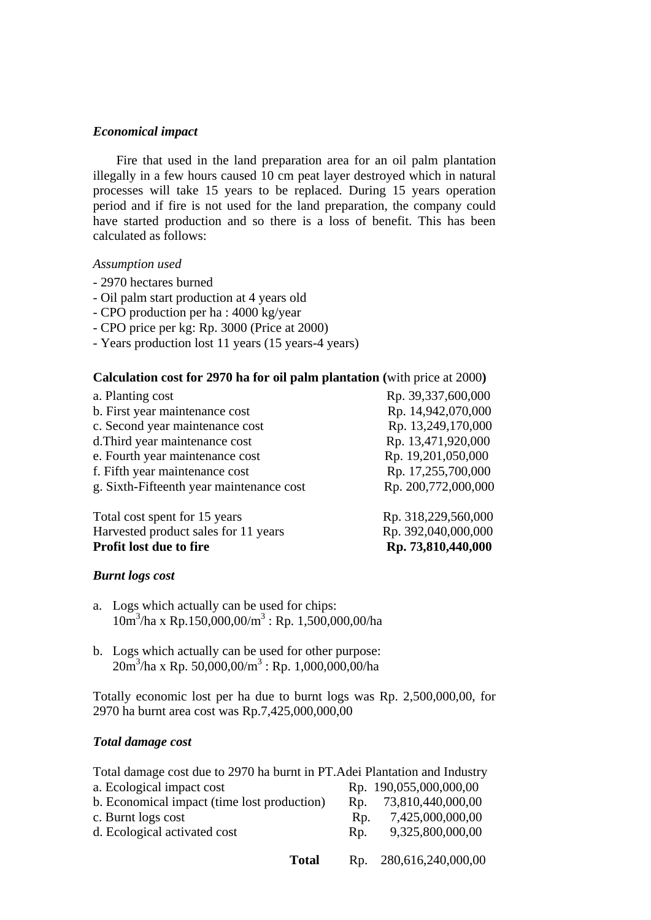***Economical impact***

Fire that used in the land preparation area for an oil palm plantation illegally in a few hours caused 10 cm peat layer destroyed which in natural processes will take 15 years to be replaced. During 15 years operation period and if fire is not used for the land preparation, the company could have started production and so there is a loss of benefit. This has been calculated as follows:

*Assumption used*

- 2970 hectares burned
- Oil palm start production at 4 years old
- CPO production per ha : 4000 kg/year
- CPO price per kg: Rp. 3000 (Price at 2000)
- Years production lost 11 years (15 years-4 years)

**Calculation cost for 2970 ha for oil palm plantation (**with price at 2000**)**

| | |
|---|---|
| a. Planting cost | Rp. 39,337,600,000 |
| b. First year maintenance cost | Rp. 14,942,070,000 |
| c. Second year maintenance cost | Rp. 13,249,170,000 |
| d.Third year maintenance cost | Rp. 13,471,920,000 |
| e. Fourth year maintenance cost | Rp. 19,201,050,000 |
| f. Fifth year maintenance cost | Rp. 17,255,700,000 |
| g. Sixth-Fifteenth year maintenance cost | Rp. 200,772,000,000 |
| | |
| Total cost spent for 15 years | Rp. 318,229,560,000 |
| Harvested product sales for 11 years | Rp. 392,040,000,000 |
| **Profit lost due to fire** | **Rp. 73,810,440,000** |

***Burnt logs cost***

a. Logs which actually can be used for chips:
   $10m^3$/ha x Rp.150,000,00/$m^3$ : Rp. 1,500,000,00/ha

b. Logs which actually can be used for other purpose:
   $20m^3$/ha x Rp. 50,000,00/$m^3$ : Rp. 1,000,000,00/ha

Totally economic lost per ha due to burnt logs was Rp. 2,500,000,00, for 2970 ha burnt area cost was Rp.7,425,000,000,00

***Total damage cost***

Total damage cost due to 2970 ha burnt in PT.Adei Plantation and Industry

| | |
|---|---|
| a. Ecological impact cost | Rp. 190,055,000,000,00 |
| b. Economical impact (time lost production) | Rp. 73,810,440,000,00 |
| c. Burnt logs cost | Rp. 7,425,000,000,00 |
| d. Ecological activated cost | Rp. 9,325,800,000,00 |
| **Total** | Rp. 280,616,240,000,00 |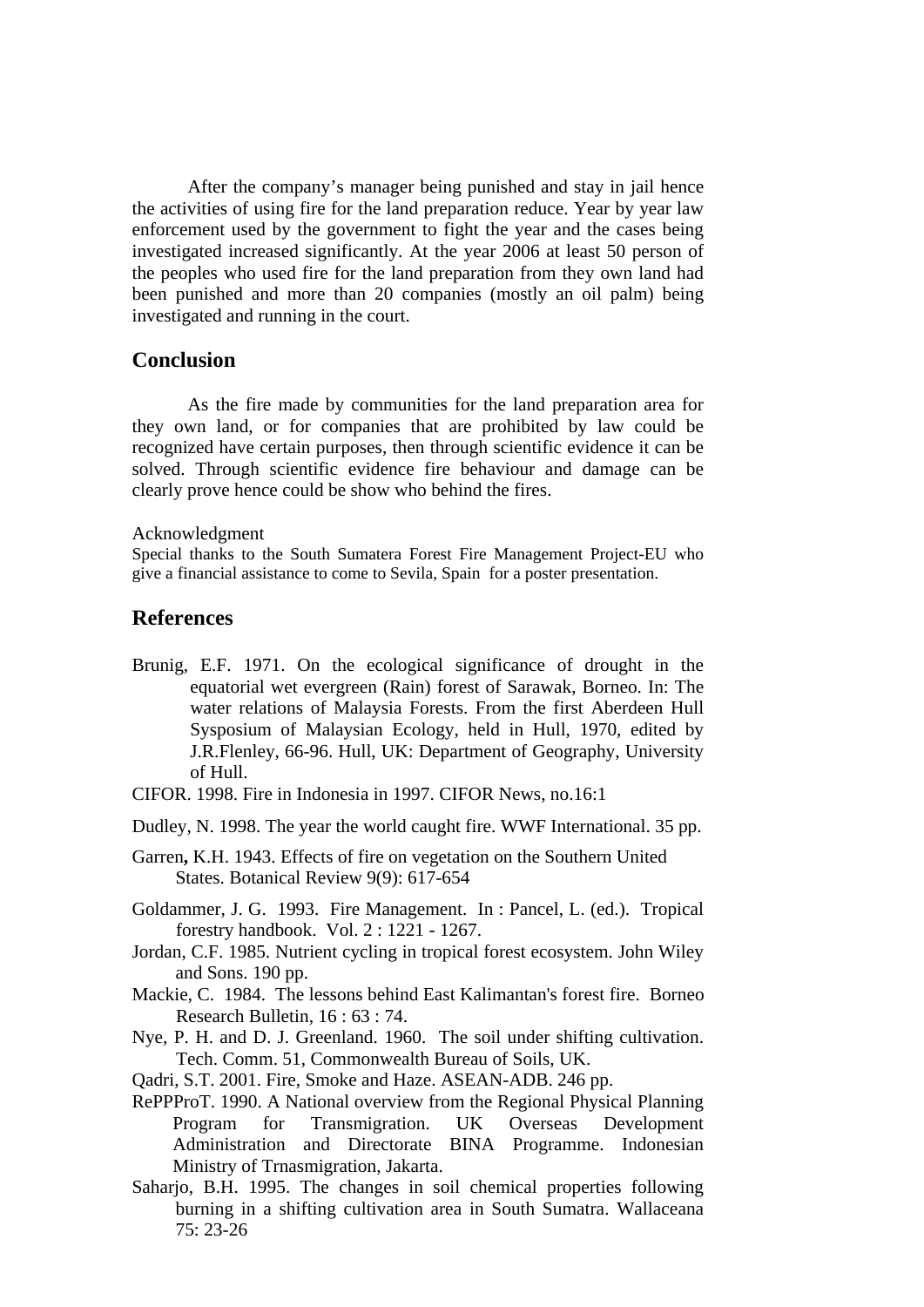After the company's manager being punished and stay in jail hence the activities of using fire for the land preparation reduce. Year by year law enforcement used by the government to fight the year and the cases being investigated increased significantly. At the year 2006 at least 50 person of the peoples who used fire for the land preparation from they own land had been punished and more than 20 companies (mostly an oil palm) being investigated and running in the court.

## Conclusion

As the fire made by communities for the land preparation area for they own land, or for companies that are prohibited by law could be recognized have certain purposes, then through scientific evidence it can be solved. Through scientific evidence fire behaviour and damage can be clearly prove hence could be show who behind the fires.

Acknowledgment

Special thanks to the South Sumatera Forest Fire Management Project-EU who give a financial assistance to come to Sevila, Spain for a poster presentation.

## References

Brunig, E.F. 1971. On the ecological significance of drought in the equatorial wet evergreen (Rain) forest of Sarawak, Borneo. In: The water relations of Malaysia Forests. From the first Aberdeen Hull Sysposium of Malaysian Ecology, held in Hull, 1970, edited by J.R.Flenley, 66-96. Hull, UK: Department of Geography, University of Hull.

CIFOR. 1998. Fire in Indonesia in 1997. CIFOR News, no.16:1

Dudley, N. 1998. The year the world caught fire. WWF International. 35 pp.

Garren**,** K.H. 1943. Effects of fire on vegetation on the Southern United States. Botanical Review 9(9): 617-654

Goldammer, J. G. 1993. Fire Management. In : Pancel, L. (ed.). Tropical forestry handbook. Vol. 2 : 1221 - 1267.

Jordan, C.F. 1985. Nutrient cycling in tropical forest ecosystem. John Wiley and Sons. 190 pp.

Mackie, C. 1984. The lessons behind East Kalimantan's forest fire. Borneo Research Bulletin, 16 : 63 : 74.

Nye, P. H. and D. J. Greenland. 1960. The soil under shifting cultivation. Tech. Comm. 51, Commonwealth Bureau of Soils, UK.

Qadri, S.T. 2001. Fire, Smoke and Haze. ASEAN-ADB. 246 pp.

RePPProT. 1990. A National overview from the Regional Physical Planning Program for Transmigration. UK Overseas Development Administration and Directorate BINA Programme. Indonesian Ministry of Trnasmigration, Jakarta.

Saharjo, B.H. 1995. The changes in soil chemical properties following burning in a shifting cultivation area in South Sumatra. Wallaceana 75: 23-26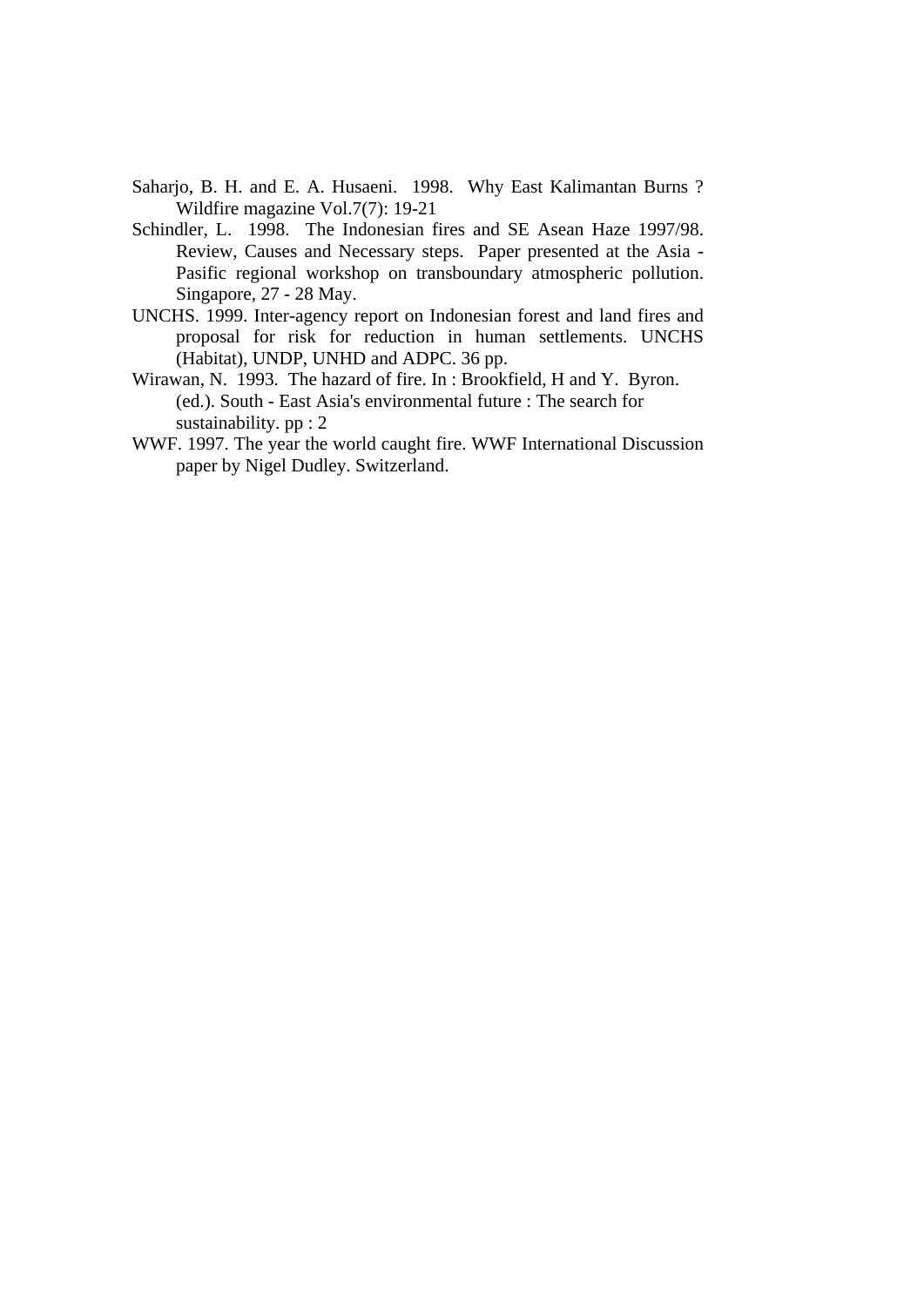Saharjo, B. H. and E. A. Husaeni. 1998. Why East Kalimantan Burns ? Wildfire magazine Vol.7(7): 19-21

Schindler, L. 1998. The Indonesian fires and SE Asean Haze 1997/98. Review, Causes and Necessary steps. Paper presented at the Asia - Pasific regional workshop on transboundary atmospheric pollution. Singapore, 27 - 28 May.

UNCHS. 1999. Inter-agency report on Indonesian forest and land fires and proposal for risk for reduction in human settlements. UNCHS (Habitat), UNDP, UNHD and ADPC. 36 pp.

Wirawan, N. 1993. The hazard of fire. In : Brookfield, H and Y. Byron. (ed.). South - East Asia's environmental future : The search for sustainability. pp : 2

WWF. 1997. The year the world caught fire. WWF International Discussion paper by Nigel Dudley. Switzerland.